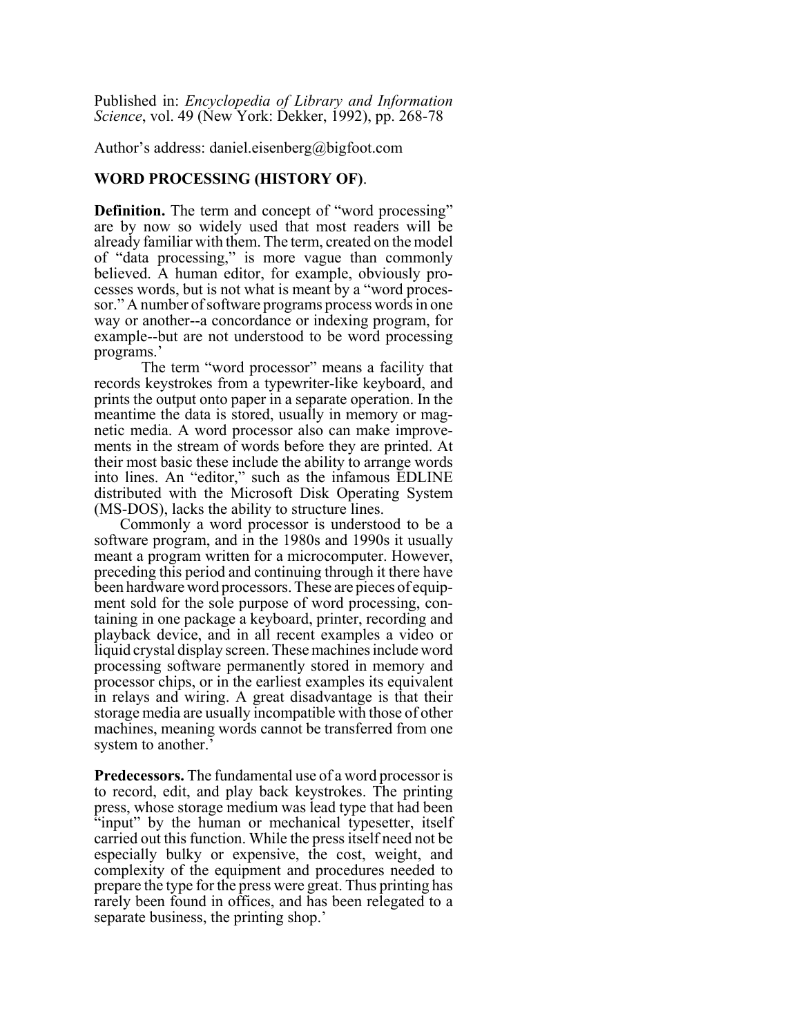Published in: *Encyclopedia of Library and Information Science*, vol. 49 (New York: Dekker, 1992), pp. 268-78

Author's address: daniel.eisenberg@bigfoot.com

## WORD PROCESSING (HISTORY OF).

**Definition.** The term and concept of "word processing" are by now so widely used that most readers will be already familiar with them. The term, created on the model of "data processing," is more vague than commonly believed. A human editor, for example, obviously processes words, but is not what is meant by a "word processor." A number of software programs process words in one way or another--a concordance or indexing program, for example--but are not understood to be word processing programs.'

The term "word processor" means a facility that records keystrokes from a typewriter-like keyboard, and prints the output onto paper in a separate operation. In the meantime the data is stored, usually in memory or magnetic media. A word processor also can make improvements in the stream of words before they are printed. At their most basic these include the ability to arrange words into lines. An "editor," such as the infamous EDLINE distributed with the Microsoft Disk Operating System (MS-DOS), lacks the ability to structure lines.

Commonly a word processor is understood to be a software program, and in the 1980s and 1990s it usually meant a program written for a microcomputer. However, preceding this period and continuing through it there have been hardware word processors. These are pieces of equipment sold for the sole purpose of word processing, containing in one package a keyboard, printer, recording and playback device, and in all recent examples a video or liquid crystal display screen. These machines include word processing software permanently stored in memory and processor chips, or in the earliest examples its equivalent in relays and wiring. A great disadvantage is that their storage media are usually incompatible with those of other machines, meaning words cannot be transferred from one system to another.'

**Predecessors.** The fundamental use of a word processor is to record, edit, and play back keystrokes. The printing press, whose storage medium was lead type that had been "input" by the human or mechanical typesetter, itself carried out this function. While the press itself need not be especially bulky or expensive, the cost, weight, and complexity of the equipment and procedures needed to prepare the type for the press were great. Thus printing has rarely been found in offices, and has been relegated to a separate business, the printing shop.'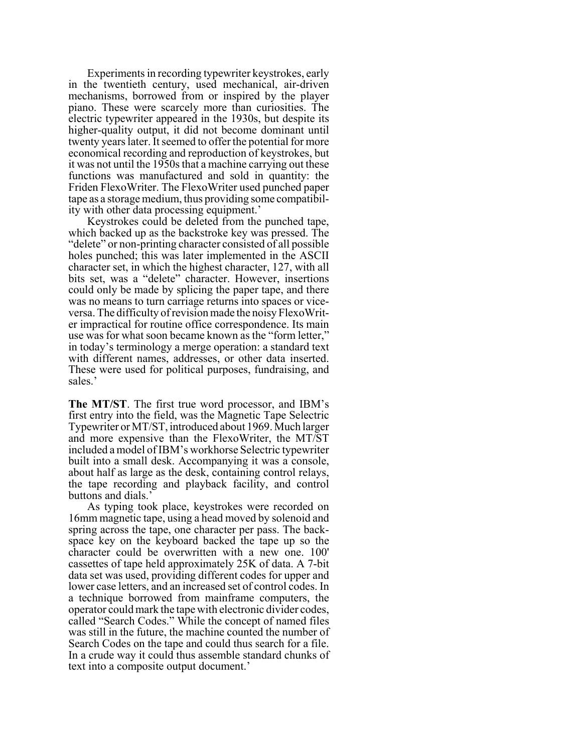Experiments in recording typewriter keystrokes, early in the twentieth century, used mechanical, air-driven mechanisms, borrowed from or inspired by the player piano. These were scarcely more than curiosities. The electric typewriter appeared in the 1930s, but despite its higher-quality output, it did not become dominant until twenty years later. It seemed to offer the potential for more economical recording and reproduction of keystrokes, but it was not until the 1950s that a machine carrying out these functions was manufactured and sold in quantity: the Friden FlexoWriter. The FlexoWriter used punched paper tape as a storage medium, thus providing some compatibility with other data processing equipment.'

Keystrokes could be deleted from the punched tape, which backed up as the backstroke key was pressed. The "delete" or non-printing character consisted of all possible holes punched; this was later implemented in the ASCII character set, in which the highest character, 127, with all bits set, was a "delete" character. However, insertions could only be made by splicing the paper tape, and there was no means to turn carriage returns into spaces or vice-versa. The difficulty of revision made the noisy FlexoWriter impractical for routine office correspondence. Its main use was for what soon became known as the "form letter," in today's terminology a merge operation: a standard text with different names, addresses, or other data inserted. These were used for political purposes, fundraising, and sales.'

**The MT/ST**. The first true word processor, and IBM's first entry into the field, was the Magnetic Tape Selectric Typewriter or MT/ST, introduced about 1969. Much larger and more expensive than the FlexoWriter, the MT/ST included a model of IBM's workhorse Selectric typewriter built into a small desk. Accompanying it was a console, about half as large as the desk, containing control relays, the tape recording and playback facility, and control buttons and dials.'

As typing took place, keystrokes were recorded on 16mm magnetic tape, using a head moved by solenoid and spring across the tape, one character per pass. The backspace key on the keyboard backed the tape up so the character could be overwritten with a new one. 100' cassettes of tape held approximately 25K of data. A 7-bit data set was used, providing different codes for upper and lower case letters, and an increased set of control codes. In a technique borrowed from mainframe computers, the operator could mark the tape with electronic divider codes, called "Search Codes." While the concept of named files was still in the future, the machine counted the number of Search Codes on the tape and could thus search for a file. In a crude way it could thus assemble standard chunks of text into a composite output document.'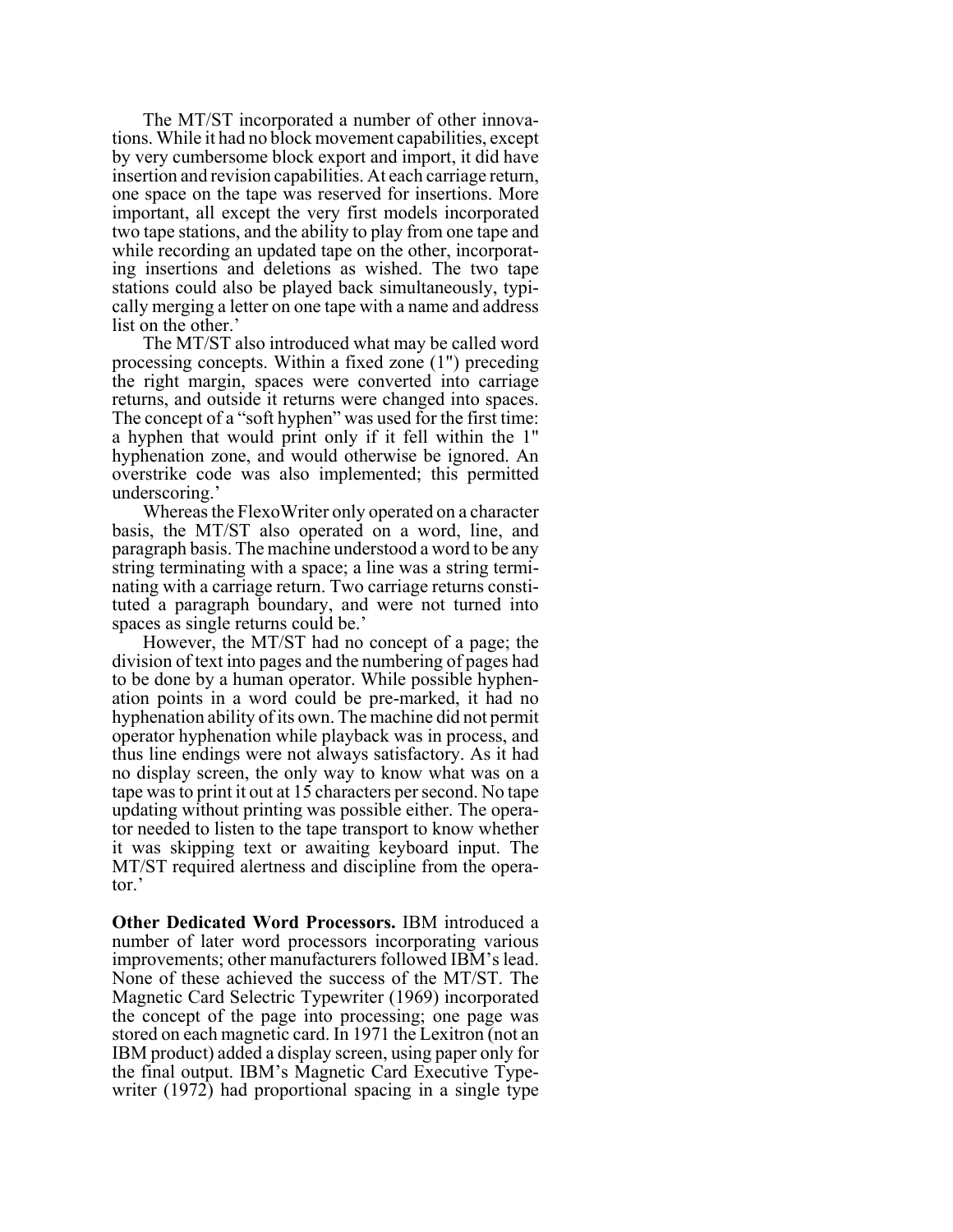The MT/ST incorporated a number of other innovations. While it had no block movement capabilities, except by very cumbersome block export and import, it did have insertion and revision capabilities. At each carriage return, one space on the tape was reserved for insertions. More important, all except the very first models incorporated two tape stations, and the ability to play from one tape and while recording an updated tape on the other, incorporating insertions and deletions as wished. The two tape stations could also be played back simultaneously, typically merging a letter on one tape with a name and address list on the other.'

The MT/ST also introduced what may be called word processing concepts. Within a fixed zone (1") preceding the right margin, spaces were converted into carriage returns, and outside it returns were changed into spaces. The concept of a "soft hyphen" was used for the first time: a hyphen that would print only if it fell within the 1" hyphenation zone, and would otherwise be ignored. An overstrike code was also implemented; this permitted underscoring.'

Whereas the FlexoWriter only operated on a character basis, the MT/ST also operated on a word, line, and paragraph basis. The machine understood a word to be any string terminating with a space; a line was a string terminating with a carriage return. Two carriage returns constituted a paragraph boundary, and were not turned into spaces as single returns could be.'

However, the MT/ST had no concept of a page; the division of text into pages and the numbering of pages had to be done by a human operator. While possible hyphenation points in a word could be pre-marked, it had no hyphenation ability of its own. The machine did not permit operator hyphenation while playback was in process, and thus line endings were not always satisfactory. As it had no display screen, the only way to know what was on a tape was to print it out at 15 characters per second. No tape updating without printing was possible either. The operator needed to listen to the tape transport to know whether it was skipping text or awaiting keyboard input. The MT/ST required alertness and discipline from the operator.'

**Other Dedicated Word Processors.** IBM introduced a number of later word processors incorporating various improvements; other manufacturers followed IBM's lead. None of these achieved the success of the MT/ST. The Magnetic Card Selectric Typewriter (1969) incorporated the concept of the page into processing; one page was stored on each magnetic card. In 1971 the Lexitron (not an IBM product) added a display screen, using paper only for the final output. IBM's Magnetic Card Executive Typewriter (1972) had proportional spacing in a single type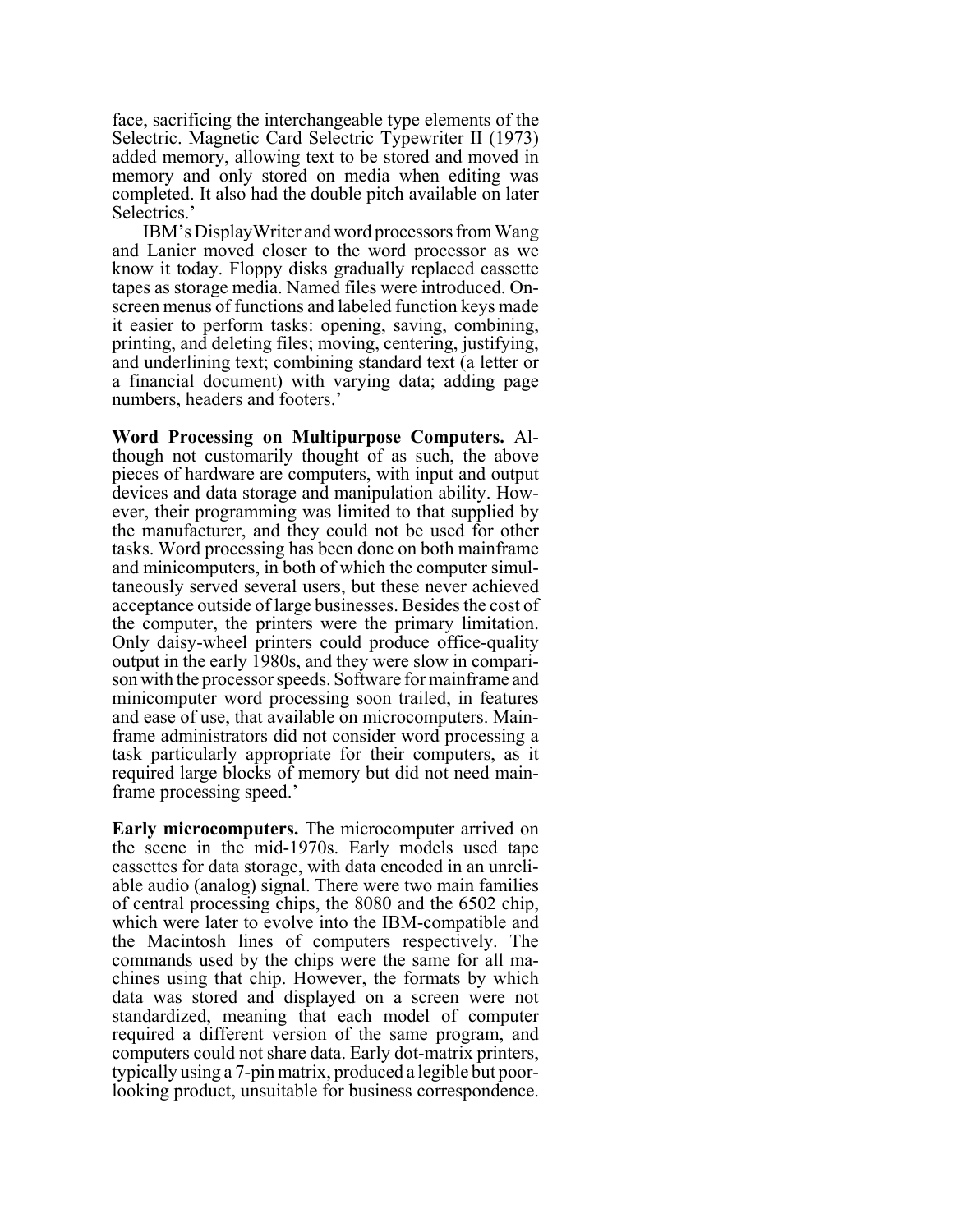face, sacrificing the interchangeable type elements of the Selectric. Magnetic Card Selectric Typewriter II (1973) added memory, allowing text to be stored and moved in memory and only stored on media when editing was completed. It also had the double pitch available on later Selectrics.'

IBM's DisplayWriter and word processors from Wang and Lanier moved closer to the word processor as we know it today. Floppy disks gradually replaced cassette tapes as storage media. Named files were introduced. On-screen menus of functions and labeled function keys made it easier to perform tasks: opening, saving, combining, printing, and deleting files; moving, centering, justifying, and underlining text; combining standard text (a letter or a financial document) with varying data; adding page numbers, headers and footers.'

**Word Processing on Multipurpose Computers.** Although not customarily thought of as such, the above pieces of hardware are computers, with input and output devices and data storage and manipulation ability. However, their programming was limited to that supplied by the manufacturer, and they could not be used for other tasks. Word processing has been done on both mainframe and minicomputers, in both of which the computer simultaneously served several users, but these never achieved acceptance outside of large businesses. Besides the cost of the computer, the printers were the primary limitation. Only daisy-wheel printers could produce office-quality output in the early 1980s, and they were slow in comparison with the processor speeds. Software for mainframe and minicomputer word processing soon trailed, in features and ease of use, that available on microcomputers. Mainframe administrators did not consider word processing a task particularly appropriate for their computers, as it required large blocks of memory but did not need mainframe processing speed.'

**Early microcomputers.** The microcomputer arrived on the scene in the mid-1970s. Early models used tape cassettes for data storage, with data encoded in an unreliable audio (analog) signal. There were two main families of central processing chips, the 8080 and the 6502 chip, which were later to evolve into the IBM-compatible and the Macintosh lines of computers respectively. The commands used by the chips were the same for all machines using that chip. However, the formats by which data was stored and displayed on a screen were not standardized, meaning that each model of computer required a different version of the same program, and computers could not share data. Early dot-matrix printers, typically using a 7-pin matrix, produced a legible but poor-looking product, unsuitable for business correspondence.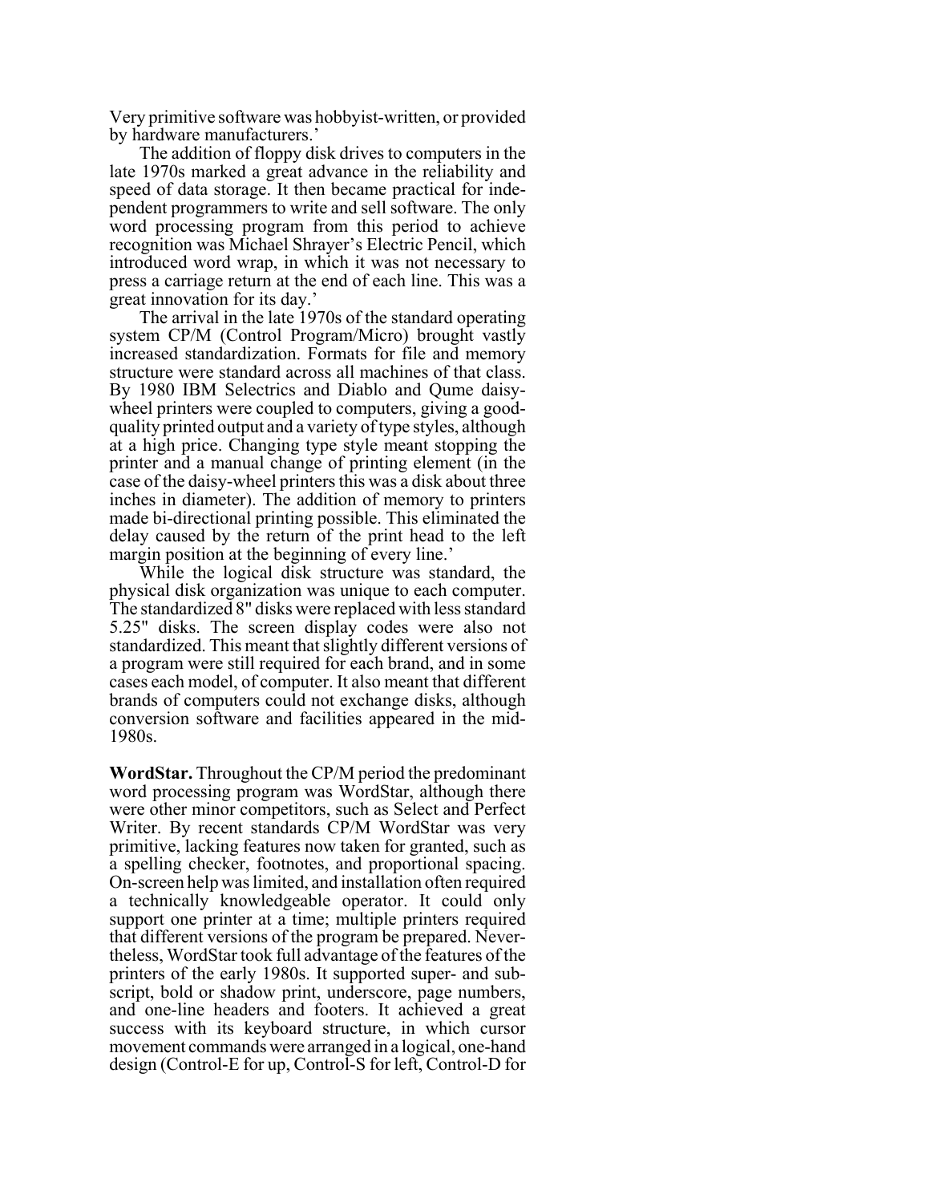Very primitive software was hobbyist-written, or provided by hardware manufacturers.'

The addition of floppy disk drives to computers in the late 1970s marked a great advance in the reliability and speed of data storage. It then became practical for independent programmers to write and sell software. The only word processing program from this period to achieve recognition was Michael Shrayer's Electric Pencil, which introduced word wrap, in which it was not necessary to press a carriage return at the end of each line. This was a great innovation for its day.'

The arrival in the late 1970s of the standard operating system CP/M (Control Program/Micro) brought vastly increased standardization. Formats for file and memory structure were standard across all machines of that class. By 1980 IBM Selectrics and Diablo and Qume daisy-wheel printers were coupled to computers, giving a good-quality printed output and a variety of type styles, although at a high price. Changing type style meant stopping the printer and a manual change of printing element (in the case of the daisy-wheel printers this was a disk about three inches in diameter). The addition of memory to printers made bi-directional printing possible. This eliminated the delay caused by the return of the print head to the left margin position at the beginning of every line.'

While the logical disk structure was standard, the physical disk organization was unique to each computer. The standardized 8" disks were replaced with less standard 5.25" disks. The screen display codes were also not standardized. This meant that slightly different versions of a program were still required for each brand, and in some cases each model, of computer. It also meant that different brands of computers could not exchange disks, although conversion software and facilities appeared in the mid-1980s.

**WordStar.** Throughout the CP/M period the predominant word processing program was WordStar, although there were other minor competitors, such as Select and Perfect Writer. By recent standards CP/M WordStar was very primitive, lacking features now taken for granted, such as a spelling checker, footnotes, and proportional spacing. On-screen help was limited, and installation often required a technically knowledgeable operator. It could only support one printer at a time; multiple printers required that different versions of the program be prepared. Nevertheless, WordStar took full advantage of the features of the printers of the early 1980s. It supported super- and subscript, bold or shadow print, underscore, page numbers, and one-line headers and footers. It achieved a great success with its keyboard structure, in which cursor movement commands were arranged in a logical, one-hand design (Control-E for up, Control-S for left, Control-D for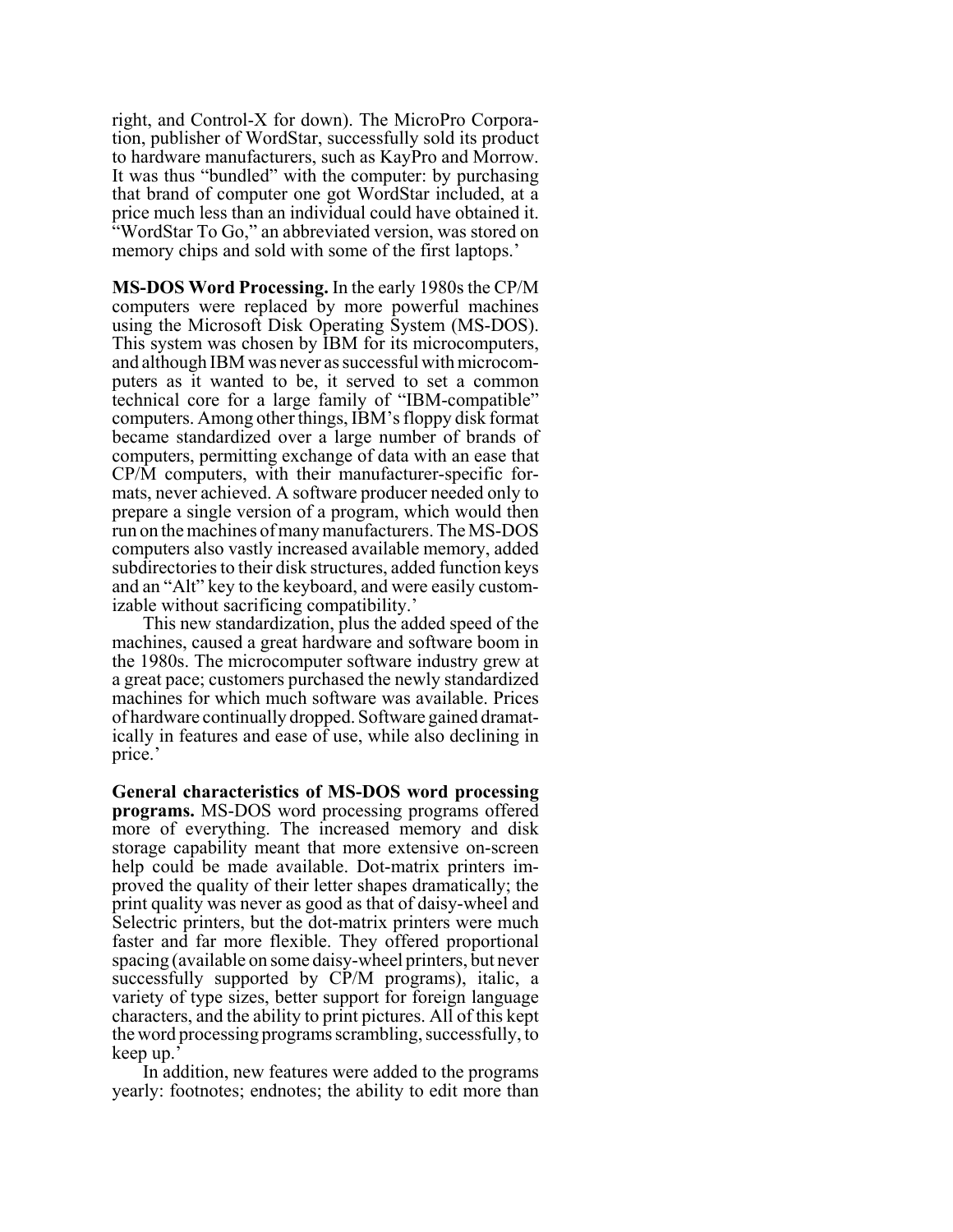right, and Control-X for down). The MicroPro Corporation, publisher of WordStar, successfully sold its product to hardware manufacturers, such as KayPro and Morrow. It was thus "bundled" with the computer: by purchasing that brand of computer one got WordStar included, at a price much less than an individual could have obtained it. "WordStar To Go," an abbreviated version, was stored on memory chips and sold with some of the first laptops.'

**MS-DOS Word Processing.** In the early 1980s the CP/M computers were replaced by more powerful machines using the Microsoft Disk Operating System (MS-DOS). This system was chosen by IBM for its microcomputers, and although IBM was never as successful with microcomputers as it wanted to be, it served to set a common technical core for a large family of "IBM-compatible" computers. Among other things, IBM's floppy disk format became standardized over a large number of brands of computers, permitting exchange of data with an ease that CP/M computers, with their manufacturer-specific formats, never achieved. A software producer needed only to prepare a single version of a program, which would then run on the machines of many manufacturers. The MS-DOS computers also vastly increased available memory, added subdirectories to their disk structures, added function keys and an "Alt" key to the keyboard, and were easily customizable without sacrificing compatibility.'

This new standardization, plus the added speed of the machines, caused a great hardware and software boom in the 1980s. The microcomputer software industry grew at a great pace; customers purchased the newly standardized machines for which much software was available. Prices of hardware continually dropped. Software gained dramatically in features and ease of use, while also declining in price.'

**General characteristics of MS-DOS word processing programs.** MS-DOS word processing programs offered more of everything. The increased memory and disk storage capability meant that more extensive on-screen help could be made available. Dot-matrix printers improved the quality of their letter shapes dramatically; the print quality was never as good as that of daisy-wheel and Selectric printers, but the dot-matrix printers were much faster and far more flexible. They offered proportional spacing (available on some daisy-wheel printers, but never successfully supported by CP/M programs), italic, a variety of type sizes, better support for foreign language characters, and the ability to print pictures. All of this kept the word processing programs scrambling, successfully, to keep up.'

In addition, new features were added to the programs yearly: footnotes; endnotes; the ability to edit more than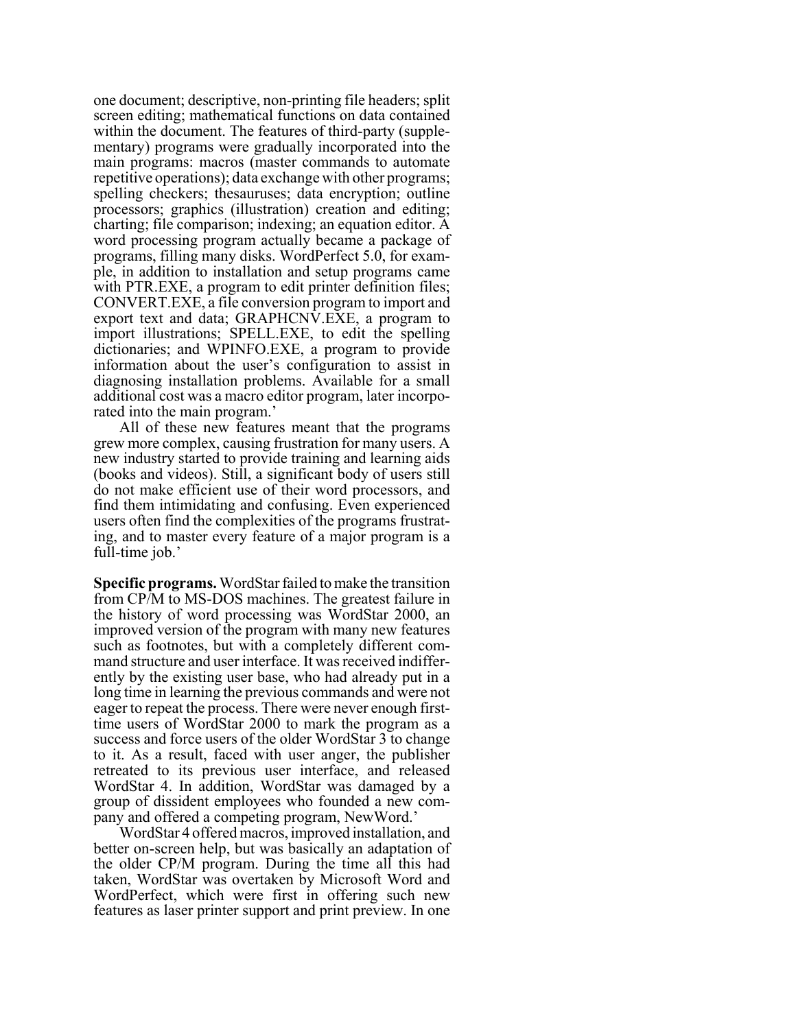one document; descriptive, non-printing file headers; split screen editing; mathematical functions on data contained within the document. The features of third-party (supplementary) programs were gradually incorporated into the main programs: macros (master commands to automate repetitive operations); data exchange with other programs; spelling checkers; thesauruses; data encryption; outline processors; graphics (illustration) creation and editing; charting; file comparison; indexing; an equation editor. A word processing program actually became a package of programs, filling many disks. WordPerfect 5.0, for example, in addition to installation and setup programs came with PTR.EXE, a program to edit printer definition files; CONVERT.EXE, a file conversion program to import and export text and data; GRAPHCNV.EXE, a program to import illustrations; SPELL.EXE, to edit the spelling dictionaries; and WPINFO.EXE, a program to provide information about the user's configuration to assist in diagnosing installation problems. Available for a small additional cost was a macro editor program, later incorporated into the main program.'

All of these new features meant that the programs grew more complex, causing frustration for many users. A new industry started to provide training and learning aids (books and videos). Still, a significant body of users still do not make efficient use of their word processors, and find them intimidating and confusing. Even experienced users often find the complexities of the programs frustrating, and to master every feature of a major program is a full-time job.'

**Specific programs.** WordStar failed to make the transition from CP/M to MS-DOS machines. The greatest failure in the history of word processing was WordStar 2000, an improved version of the program with many new features such as footnotes, but with a completely different command structure and user interface. It was received indifferently by the existing user base, who had already put in a long time in learning the previous commands and were not eager to repeat the process. There were never enough first-time users of WordStar 2000 to mark the program as a success and force users of the older WordStar 3 to change to it. As a result, faced with user anger, the publisher retreated to its previous user interface, and released WordStar 4. In addition, WordStar was damaged by a group of dissident employees who founded a new company and offered a competing program, NewWord.'

WordStar 4 offered macros, improved installation, and better on-screen help, but was basically an adaptation of the older CP/M program. During the time all this had taken, WordStar was overtaken by Microsoft Word and WordPerfect, which were first in offering such new features as laser printer support and print preview. In one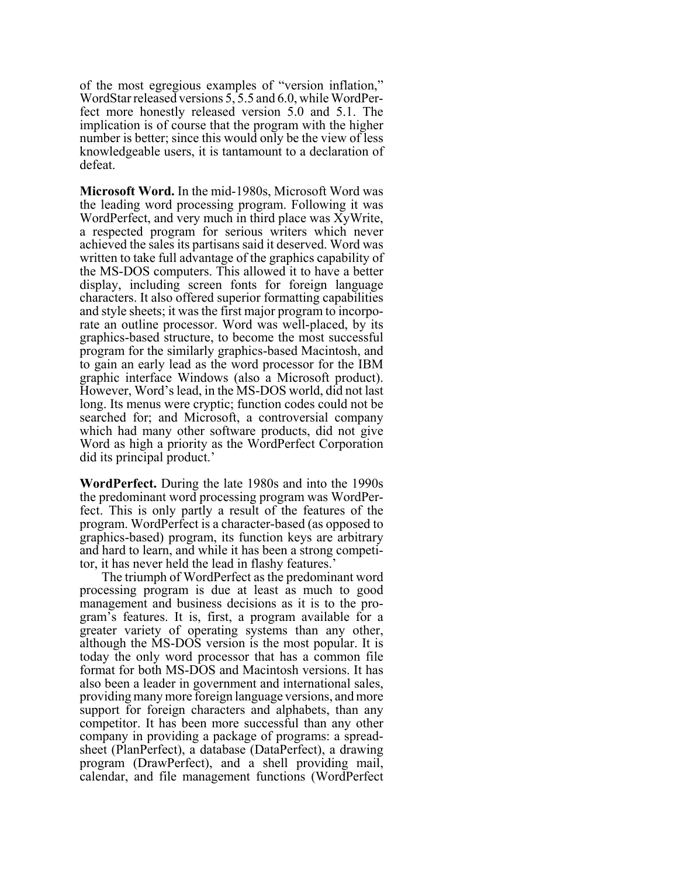of the most egregious examples of "version inflation," WordStar released versions 5, 5.5 and 6.0, while WordPerfect more honestly released version 5.0 and 5.1. The implication is of course that the program with the higher number is better; since this would only be the view of less knowledgeable users, it is tantamount to a declaration of defeat.

**Microsoft Word.** In the mid-1980s, Microsoft Word was the leading word processing program. Following it was WordPerfect, and very much in third place was XyWrite, a respected program for serious writers which never achieved the sales its partisans said it deserved. Word was written to take full advantage of the graphics capability of the MS-DOS computers. This allowed it to have a better display, including screen fonts for foreign language characters. It also offered superior formatting capabilities and style sheets; it was the first major program to incorporate an outline processor. Word was well-placed, by its graphics-based structure, to become the most successful program for the similarly graphics-based Macintosh, and to gain an early lead as the word processor for the IBM graphic interface Windows (also a Microsoft product). However, Word's lead, in the MS-DOS world, did not last long. Its menus were cryptic; function codes could not be searched for; and Microsoft, a controversial company which had many other software products, did not give Word as high a priority as the WordPerfect Corporation did its principal product.'

**WordPerfect.** During the late 1980s and into the 1990s the predominant word processing program was WordPerfect. This is only partly a result of the features of the program. WordPerfect is a character-based (as opposed to graphics-based) program, its function keys are arbitrary and hard to learn, and while it has been a strong competitor, it has never held the lead in flashy features.'

The triumph of WordPerfect as the predominant word processing program is due at least as much to good management and business decisions as it is to the program's features. It is, first, a program available for a greater variety of operating systems than any other, although the MS-DOS version is the most popular. It is today the only word processor that has a common file format for both MS-DOS and Macintosh versions. It has also been a leader in government and international sales, providing many more foreign language versions, and more support for foreign characters and alphabets, than any competitor. It has been more successful than any other company in providing a package of programs: a spreadsheet (PlanPerfect), a database (DataPerfect), a drawing program (DrawPerfect), and a shell providing mail, calendar, and file management functions (WordPerfect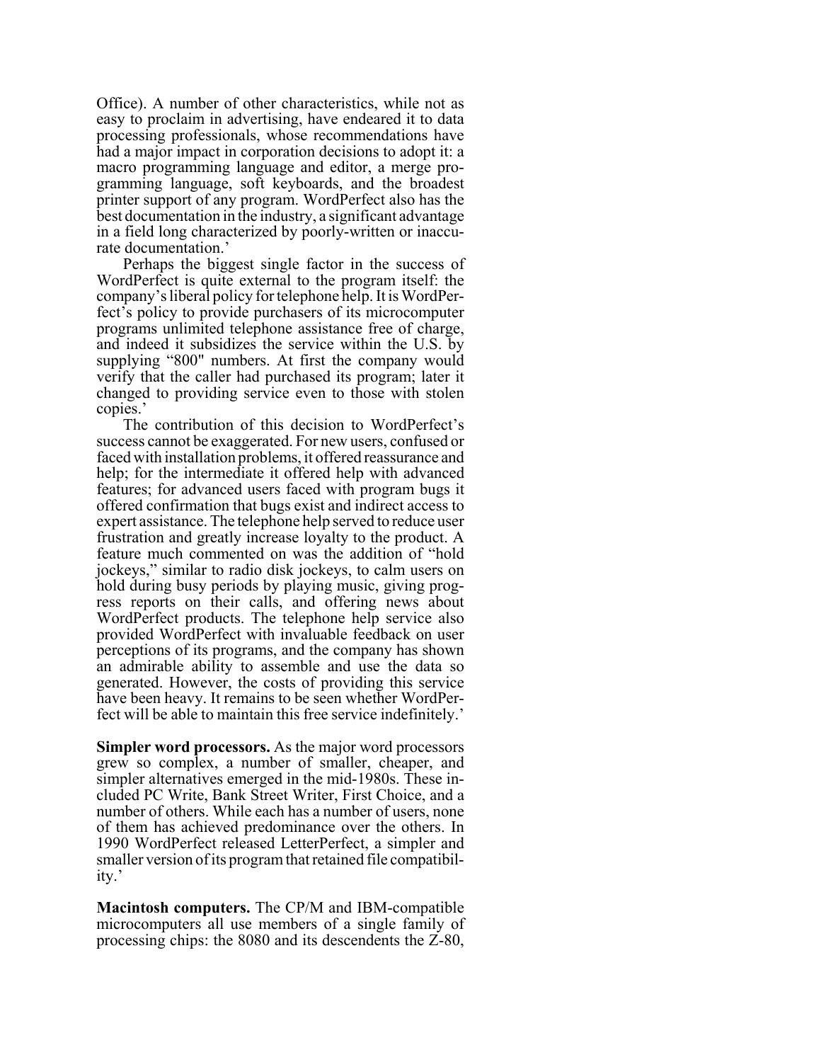Office). A number of other characteristics, while not as easy to proclaim in advertising, have endeared it to data processing professionals, whose recommendations have had a major impact in corporation decisions to adopt it: a macro programming language and editor, a merge programming language, soft keyboards, and the broadest printer support of any program. WordPerfect also has the best documentation in the industry, a significant advantage in a field long characterized by poorly-written or inaccurate documentation.'

Perhaps the biggest single factor in the success of WordPerfect is quite external to the program itself: the company's liberal policy for telephone help. It is WordPerfect's policy to provide purchasers of its microcomputer programs unlimited telephone assistance free of charge, and indeed it subsidizes the service within the U.S. by supplying "800" numbers. At first the company would verify that the caller had purchased its program; later it changed to providing service even to those with stolen copies.'

The contribution of this decision to WordPerfect's success cannot be exaggerated. For new users, confused or faced with installation problems, it offered reassurance and help; for the intermediate it offered help with advanced features; for advanced users faced with program bugs it offered confirmation that bugs exist and indirect access to expert assistance. The telephone help served to reduce user frustration and greatly increase loyalty to the product. A feature much commented on was the addition of "hold jockeys," similar to radio disk jockeys, to calm users on hold during busy periods by playing music, giving progress reports on their calls, and offering news about WordPerfect products. The telephone help service also provided WordPerfect with invaluable feedback on user perceptions of its programs, and the company has shown an admirable ability to assemble and use the data so generated. However, the costs of providing this service have been heavy. It remains to be seen whether WordPerfect will be able to maintain this free service indefinitely.'

**Simpler word processors.** As the major word processors grew so complex, a number of smaller, cheaper, and simpler alternatives emerged in the mid-1980s. These included PC Write, Bank Street Writer, First Choice, and a number of others. While each has a number of users, none of them has achieved predominance over the others. In 1990 WordPerfect released LetterPerfect, a simpler and smaller version of its program that retained file compatibility.'

**Macintosh computers.** The CP/M and IBM-compatible microcomputers all use members of a single family of processing chips: the 8080 and its descendents the Z-80,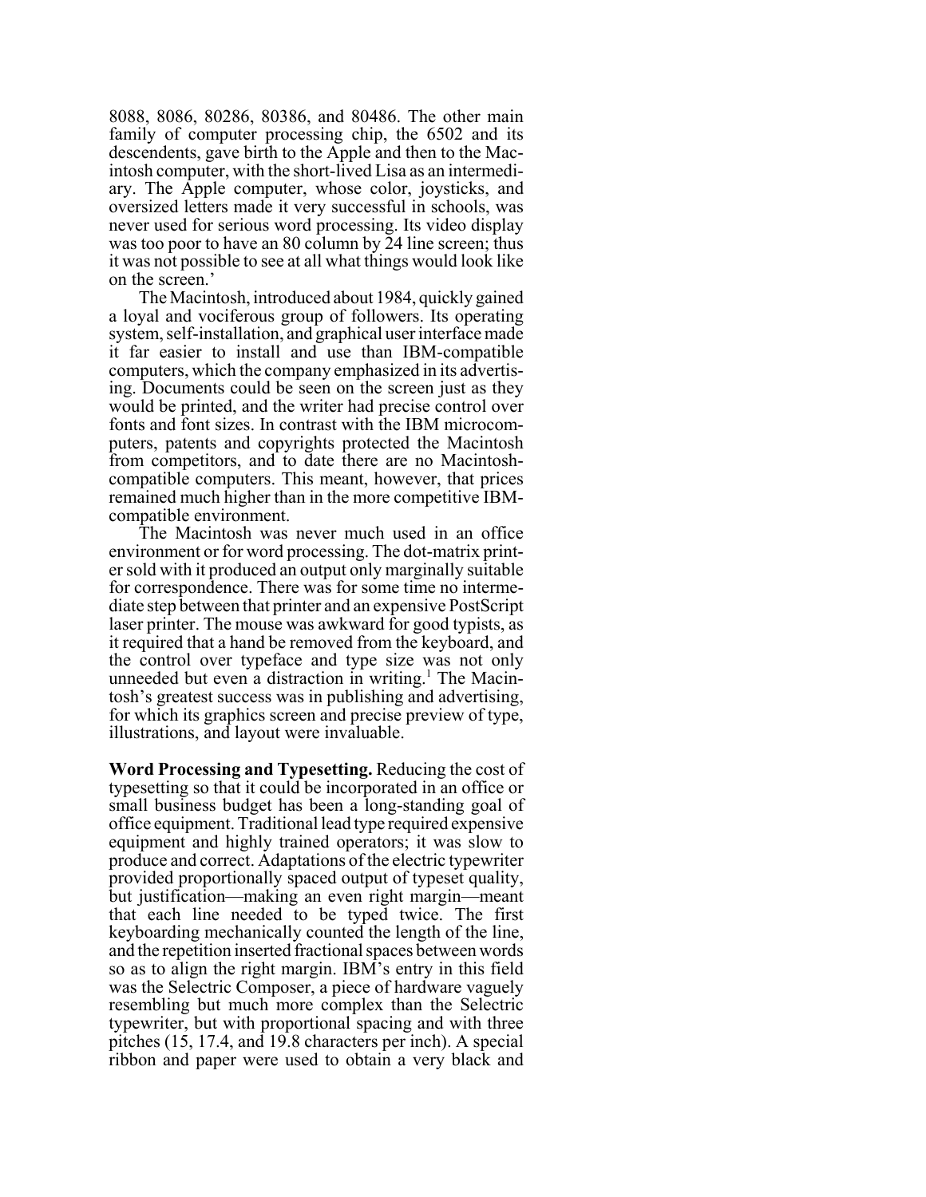8088, 8086, 80286, 80386, and 80486. The other main family of computer processing chip, the 6502 and its descendents, gave birth to the Apple and then to the Macintosh computer, with the short-lived Lisa as an intermediary. The Apple computer, whose color, joysticks, and oversized letters made it very successful in schools, was never used for serious word processing. Its video display was too poor to have an 80 column by 24 line screen; thus it was not possible to see at all what things would look like on the screen.'

The Macintosh, introduced about 1984, quickly gained a loyal and vociferous group of followers. Its operating system, self-installation, and graphical user interface made it far easier to install and use than IBM-compatible computers, which the company emphasized in its advertising. Documents could be seen on the screen just as they would be printed, and the writer had precise control over fonts and font sizes. In contrast with the IBM microcomputers, patents and copyrights protected the Macintosh from competitors, and to date there are no Macintosh-compatible computers. This meant, however, that prices remained much higher than in the more competitive IBM-compatible environment.

The Macintosh was never much used in an office environment or for word processing. The dot-matrix printer sold with it produced an output only marginally suitable for correspondence. There was for some time no intermediate step between that printer and an expensive PostScript laser printer. The mouse was awkward for good typists, as it required that a hand be removed from the keyboard, and the control over typeface and type size was not only unneeded but even a distraction in writing.[1] The Macintosh's greatest success was in publishing and advertising, for which its graphics screen and precise preview of type, illustrations, and layout were invaluable.

**Word Processing and Typesetting.** Reducing the cost of typesetting so that it could be incorporated in an office or small business budget has been a long-standing goal of office equipment. Traditional lead type required expensive equipment and highly trained operators; it was slow to produce and correct. Adaptations of the electric typewriter provided proportionally spaced output of typeset quality, but justification—making an even right margin—meant that each line needed to be typed twice. The first keyboarding mechanically counted the length of the line, and the repetition inserted fractional spaces between words so as to align the right margin. IBM's entry in this field was the Selectric Composer, a piece of hardware vaguely resembling but much more complex than the Selectric typewriter, but with proportional spacing and with three pitches (15, 17.4, and 19.8 characters per inch). A special ribbon and paper were used to obtain a very black and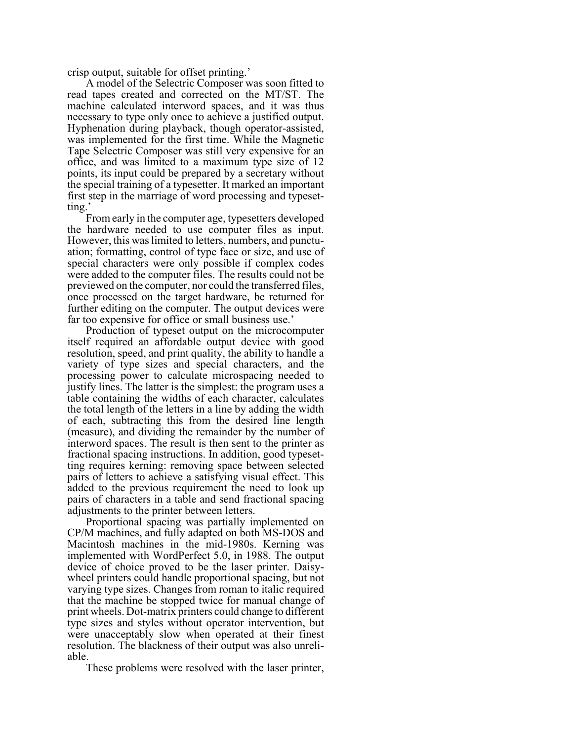crisp output, suitable for offset printing.'

A model of the Selectric Composer was soon fitted to read tapes created and corrected on the MT/ST. The machine calculated interword spaces, and it was thus necessary to type only once to achieve a justified output. Hyphenation during playback, though operator-assisted, was implemented for the first time. While the Magnetic Tape Selectric Composer was still very expensive for an office, and was limited to a maximum type size of 12 points, its input could be prepared by a secretary without the special training of a typesetter. It marked an important first step in the marriage of word processing and typesetting.'

From early in the computer age, typesetters developed the hardware needed to use computer files as input. However, this was limited to letters, numbers, and punctuation; formatting, control of type face or size, and use of special characters were only possible if complex codes were added to the computer files. The results could not be previewed on the computer, nor could the transferred files, once processed on the target hardware, be returned for further editing on the computer. The output devices were far too expensive for office or small business use.'

Production of typeset output on the microcomputer itself required an affordable output device with good resolution, speed, and print quality, the ability to handle a variety of type sizes and special characters, and the processing power to calculate microspacing needed to justify lines. The latter is the simplest: the program uses a table containing the widths of each character, calculates the total length of the letters in a line by adding the width of each, subtracting this from the desired line length (measure), and dividing the remainder by the number of interword spaces. The result is then sent to the printer as fractional spacing instructions. In addition, good typesetting requires kerning: removing space between selected pairs of letters to achieve a satisfying visual effect. This added to the previous requirement the need to look up pairs of characters in a table and send fractional spacing adjustments to the printer between letters.

Proportional spacing was partially implemented on CP/M machines, and fully adapted on both MS-DOS and Macintosh machines in the mid-1980s. Kerning was implemented with WordPerfect 5.0, in 1988. The output device of choice proved to be the laser printer. Daisy-wheel printers could handle proportional spacing, but not varying type sizes. Changes from roman to italic required that the machine be stopped twice for manual change of print wheels. Dot-matrix printers could change to different type sizes and styles without operator intervention, but were unacceptably slow when operated at their finest resolution. The blackness of their output was also unreliable.

These problems were resolved with the laser printer,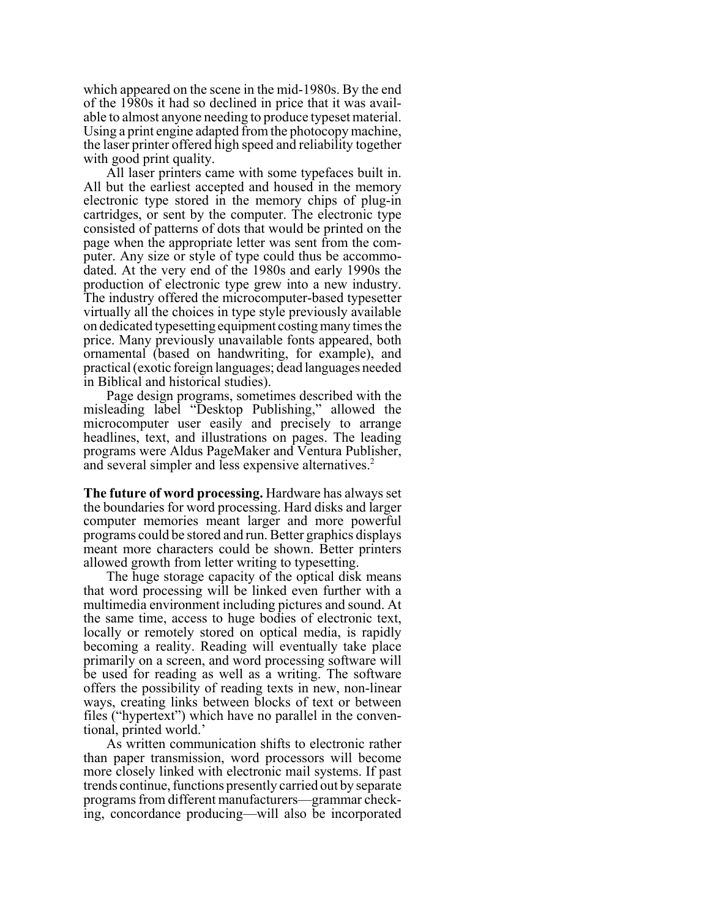which appeared on the scene in the mid-1980s. By the end of the 1980s it had so declined in price that it was available to almost anyone needing to produce typeset material. Using a print engine adapted from the photocopy machine, the laser printer offered high speed and reliability together with good print quality.

All laser printers came with some typefaces built in. All but the earliest accepted and housed in the memory electronic type stored in the memory chips of plug-in cartridges, or sent by the computer. The electronic type consisted of patterns of dots that would be printed on the page when the appropriate letter was sent from the computer. Any size or style of type could thus be accommodated. At the very end of the 1980s and early 1990s the production of electronic type grew into a new industry. The industry offered the microcomputer-based typesetter virtually all the choices in type style previously available on dedicated typesetting equipment costing many times the price. Many previously unavailable fonts appeared, both ornamental (based on handwriting, for example), and practical (exotic foreign languages; dead languages needed in Biblical and historical studies).

Page design programs, sometimes described with the misleading label "Desktop Publishing," allowed the microcomputer user easily and precisely to arrange headlines, text, and illustrations on pages. The leading programs were Aldus PageMaker and Ventura Publisher, and several simpler and less expensive alternatives.[2]

**The future of word processing.** Hardware has always set the boundaries for word processing. Hard disks and larger computer memories meant larger and more powerful programs could be stored and run. Better graphics displays meant more characters could be shown. Better printers allowed growth from letter writing to typesetting.

The huge storage capacity of the optical disk means that word processing will be linked even further with a multimedia environment including pictures and sound. At the same time, access to huge bodies of electronic text, locally or remotely stored on optical media, is rapidly becoming a reality. Reading will eventually take place primarily on a screen, and word processing software will be used for reading as well as a writing. The software offers the possibility of reading texts in new, non-linear ways, creating links between blocks of text or between files ("hypertext") which have no parallel in the conventional, printed world.'

As written communication shifts to electronic rather than paper transmission, word processors will become more closely linked with electronic mail systems. If past trends continue, functions presently carried out by separate programs from different manufacturers—grammar checking, concordance producing—will also be incorporated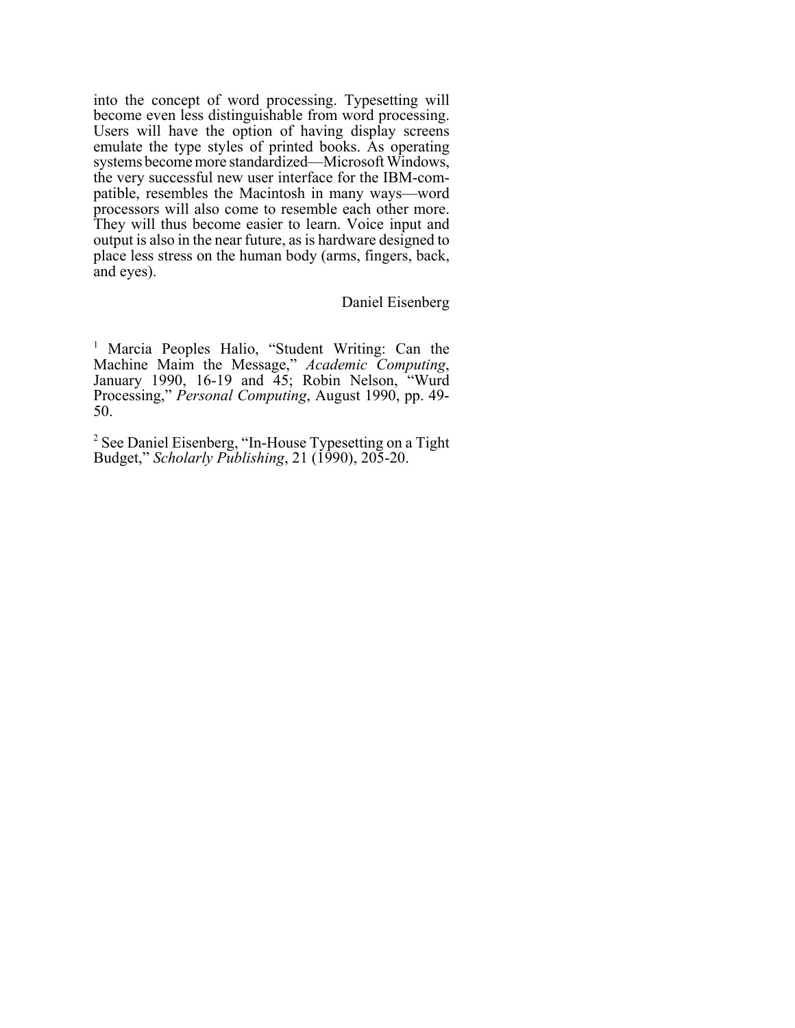into the concept of word processing. Typesetting will become even less distinguishable from word processing. Users will have the option of having display screens emulate the type styles of printed books. As operating systems become more standardized—Microsoft Windows, the very successful new user interface for the IBM-compatible, resembles the Macintosh in many ways—word processors will also come to resemble each other more. They will thus become easier to learn. Voice input and output is also in the near future, as is hardware designed to place less stress on the human body (arms, fingers, back, and eyes).

Daniel Eisenberg

[1] Marcia Peoples Halio, "Student Writing: Can the Machine Maim the Message," *Academic Computing*, January 1990, 16-19 and 45; Robin Nelson, "Wurd Processing," *Personal Computing*, August 1990, pp. 49-50.

[2] See Daniel Eisenberg, "In-House Typesetting on a Tight Budget," *Scholarly Publishing*, 21 (1990), 205-20.